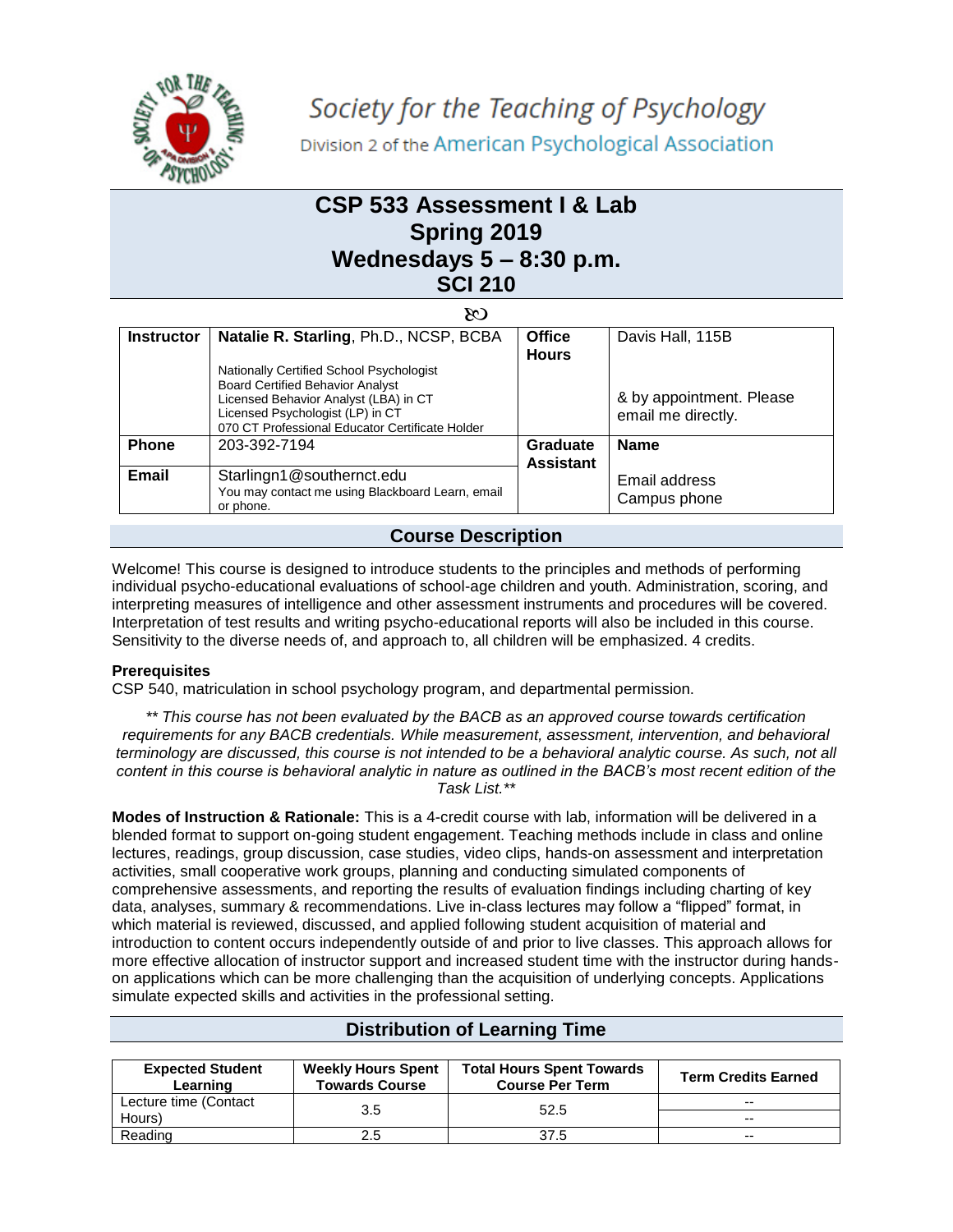Society for the Teaching of Psychology

Division 2 of the American Psychological Association

# CSP 533 Assessment I & Lab
# Spring 2019
# Wednesdays 5 – 8:30 p.m.
# SCI 210

| **Instructor** | **Natalie R. Starling**, Ph.D., NCSP, BCBA<br><br>Nationally Certified School Psychologist<br>Board Certified Behavior Analyst<br>Licensed Behavior Analyst (LBA) in CT<br>Licensed Psychologist (LP) in CT<br>070 CT Professional Educator Certificate Holder | **Office Hours** | Davis Hall, 115B<br><br>& by appointment. Please email me directly. |
|---|---|---|---|
| **Phone** | 203-392-7194 | **Graduate Assistant** | **Name**<br><br>Email address<br>Campus phone |
| **Email** | Starlingn1@southernct.edu<br>You may contact me using Blackboard Learn, email or phone. | | |

## Course Description

Welcome! This course is designed to introduce students to the principles and methods of performing individual psycho-educational evaluations of school-age children and youth. Administration, scoring, and interpreting measures of intelligence and other assessment instruments and procedures will be covered. Interpretation of test results and writing psycho-educational reports will also be included in this course. Sensitivity to the diverse needs of, and approach to, all children will be emphasized. 4 credits.

**Prerequisites**

CSP 540, matriculation in school psychology program, and departmental permission.

*\*\* This course has not been evaluated by the BACB as an approved course towards certification requirements for any BACB credentials. While measurement, assessment, intervention, and behavioral terminology are discussed, this course is not intended to be a behavioral analytic course. As such, not all content in this course is behavioral analytic in nature as outlined in the BACB's most recent edition of the Task List.\*\**

**Modes of Instruction & Rationale:** This is a 4-credit course with lab, information will be delivered in a blended format to support on-going student engagement. Teaching methods include in class and online lectures, readings, group discussion, case studies, video clips, hands-on assessment and interpretation activities, small cooperative work groups, planning and conducting simulated components of comprehensive assessments, and reporting the results of evaluation findings including charting of key data, analyses, summary & recommendations. Live in-class lectures may follow a "flipped" format, in which material is reviewed, discussed, and applied following student acquisition of material and introduction to content occurs independently outside of and prior to live classes. This approach allows for more effective allocation of instructor support and increased student time with the instructor during hands-on applications which can be more challenging than the acquisition of underlying concepts. Applications simulate expected skills and activities in the professional setting.

## Distribution of Learning Time

| Expected Student Learning | Weekly Hours Spent Towards Course | Total Hours Spent Towards Course Per Term | Term Credits Earned |
|---|---|---|---|
| Lecture time (Contact Hours) | 3.5 | 52.5 | -- |
| | | | -- |
| Reading | 2.5 | 37.5 | -- |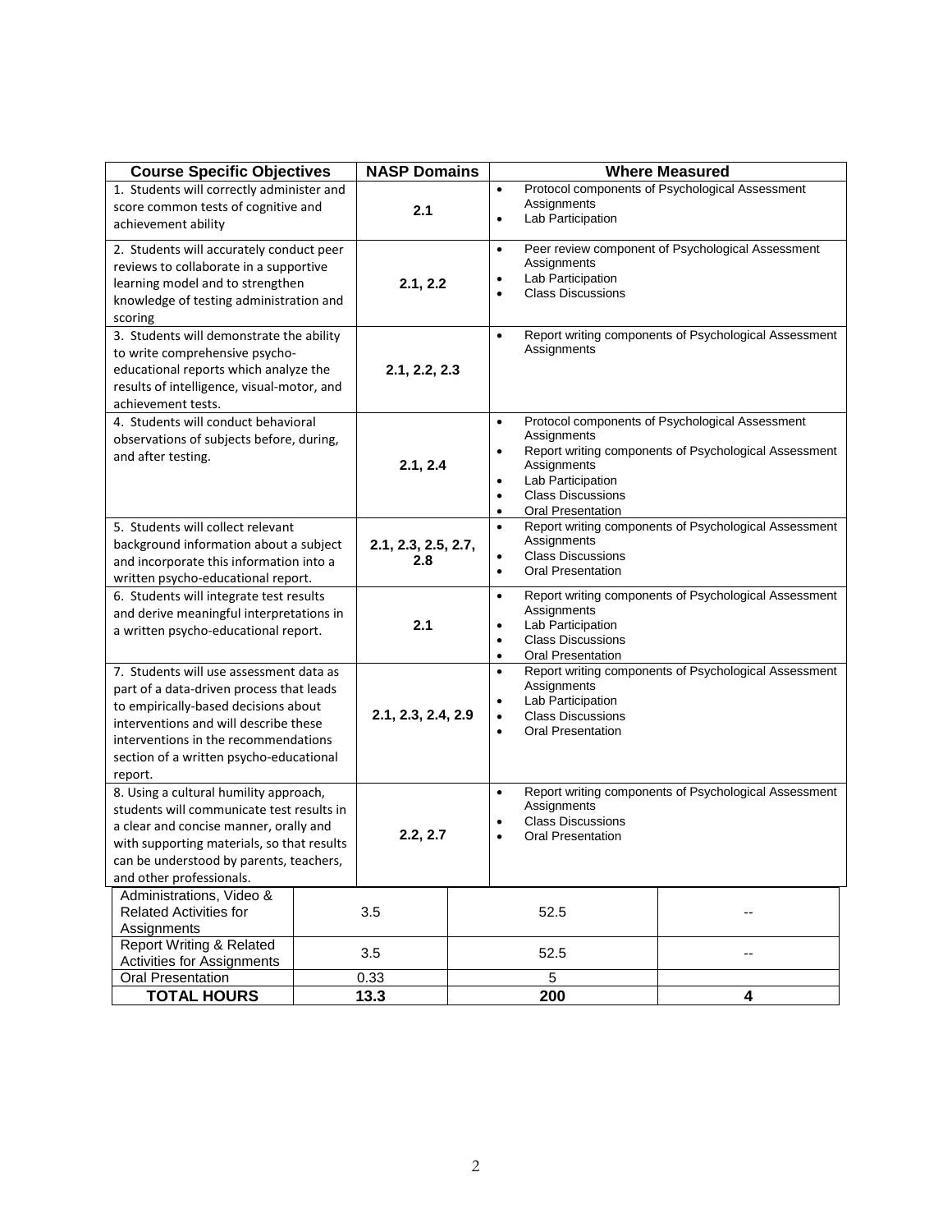| Course Specific Objectives | NASP Domains | Where Measured |
|---|---|---|
| 1. Students will correctly administer and score common tests of cognitive and achievement ability | 2.1 | • Protocol components of Psychological Assessment Assignments<br>• Lab Participation |
| 2. Students will accurately conduct peer reviews to collaborate in a supportive learning model and to strengthen knowledge of testing administration and scoring | 2.1, 2.2 | • Peer review component of Psychological Assessment Assignments<br>• Lab Participation<br>• Class Discussions |
| 3. Students will demonstrate the ability to write comprehensive psycho-educational reports which analyze the results of intelligence, visual-motor, and achievement tests. | 2.1, 2.2, 2.3 | • Report writing components of Psychological Assessment Assignments |
| 4. Students will conduct behavioral observations of subjects before, during, and after testing. | 2.1, 2.4 | • Protocol components of Psychological Assessment Assignments<br>• Report writing components of Psychological Assessment Assignments<br>• Lab Participation<br>• Class Discussions<br>• Oral Presentation |
| 5. Students will collect relevant background information about a subject and incorporate this information into a written psycho-educational report. | 2.1, 2.3, 2.5, 2.7, 2.8 | • Report writing components of Psychological Assessment Assignments<br>• Class Discussions<br>• Oral Presentation |
| 6. Students will integrate test results and derive meaningful interpretations in a written psycho-educational report. | 2.1 | • Report writing components of Psychological Assessment Assignments<br>• Lab Participation<br>• Class Discussions<br>• Oral Presentation |
| 7. Students will use assessment data as part of a data-driven process that leads to empirically-based decisions about interventions and will describe these interventions in the recommendations section of a written psycho-educational report. | 2.1, 2.3, 2.4, 2.9 | • Report writing components of Psychological Assessment Assignments<br>• Lab Participation<br>• Class Discussions<br>• Oral Presentation |
| 8. Using a cultural humility approach, students will communicate test results in a clear and concise manner, orally and with supporting materials, so that results can be understood by parents, teachers, and other professionals. | 2.2, 2.7 | • Report writing components of Psychological Assessment Assignments<br>• Class Discussions<br>• Oral Presentation |

| | | | |
|---|---|---|---|
| Administrations, Video & Related Activities for Assignments | 3.5 | 52.5 | -- |
| Report Writing & Related Activities for Assignments | 3.5 | 52.5 | -- |
| Oral Presentation | 0.33 | 5 | |
| **TOTAL HOURS** | **13.3** | **200** | **4** |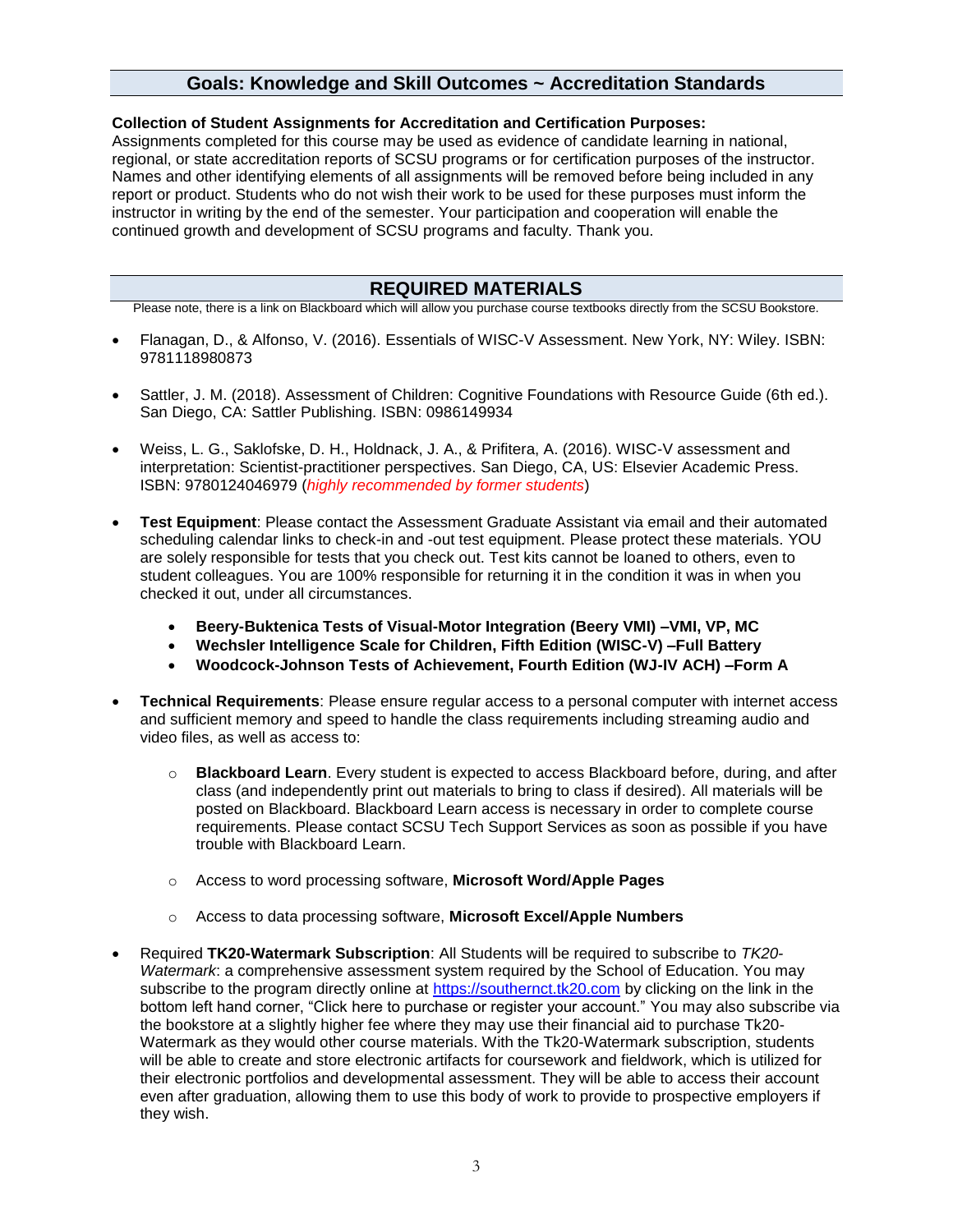## Goals: Knowledge and Skill Outcomes ~ Accreditation Standards

**Collection of Student Assignments for Accreditation and Certification Purposes:**
Assignments completed for this course may be used as evidence of candidate learning in national, regional, or state accreditation reports of SCSU programs or for certification purposes of the instructor. Names and other identifying elements of all assignments will be removed before being included in any report or product. Students who do not wish their work to be used for these purposes must inform the instructor in writing by the end of the semester. Your participation and cooperation will enable the continued growth and development of SCSU programs and faculty. Thank you.

## REQUIRED MATERIALS

Please note, there is a link on Blackboard which will allow you purchase course textbooks directly from the SCSU Bookstore.

- Flanagan, D., & Alfonso, V. (2016). Essentials of WISC-V Assessment. New York, NY: Wiley. ISBN: 9781118980873
- Sattler, J. M. (2018). Assessment of Children: Cognitive Foundations with Resource Guide (6th ed.). San Diego, CA: Sattler Publishing. ISBN: 0986149934
- Weiss, L. G., Saklofske, D. H., Holdnack, J. A., & Prifitera, A. (2016). WISC-V assessment and interpretation: Scientist-practitioner perspectives. San Diego, CA, US: Elsevier Academic Press. ISBN: 9780124046979 (*highly recommended by former students*)
- **Test Equipment**: Please contact the Assessment Graduate Assistant via email and their automated scheduling calendar links to check-in and -out test equipment. Please protect these materials. YOU are solely responsible for tests that you check out. Test kits cannot be loaned to others, even to student colleagues. You are 100% responsible for returning it in the condition it was in when you checked it out, under all circumstances.
    - **Beery-Buktenica Tests of Visual-Motor Integration (Beery VMI) –VMI, VP, MC**
    - **Wechsler Intelligence Scale for Children, Fifth Edition (WISC-V) –Full Battery**
    - **Woodcock-Johnson Tests of Achievement, Fourth Edition (WJ-IV ACH) –Form A**
- **Technical Requirements**: Please ensure regular access to a personal computer with internet access and sufficient memory and speed to handle the class requirements including streaming audio and video files, as well as access to:
    - **Blackboard Learn**. Every student is expected to access Blackboard before, during, and after class (and independently print out materials to bring to class if desired). All materials will be posted on Blackboard. Blackboard Learn access is necessary in order to complete course requirements. Please contact SCSU Tech Support Services as soon as possible if you have trouble with Blackboard Learn.
    - Access to word processing software, **Microsoft Word/Apple Pages**
    - Access to data processing software, **Microsoft Excel/Apple Numbers**
- Required **TK20-Watermark Subscription**: All Students will be required to subscribe to *TK20-Watermark*: a comprehenisive assessment system required by the School of Education. You may subscribe to the program directly online at https://southernct.tk20.com by clicking on the link in the bottom left hand corner, "Click here to purchase or register your account." You may also subscribe via the bookstore at a slightly higher fee where they may use their financial aid to purchase Tk20-Watermark as they would other course materials. With the Tk20-Watermark subscription, students will be able to create and store electronic artifacts for coursework and fieldwork, which is utilized for their electronic portfolios and developmental assessment. They will be able to access their account even after graduation, allowing them to use this body of work to provide to prospective employers if they wish.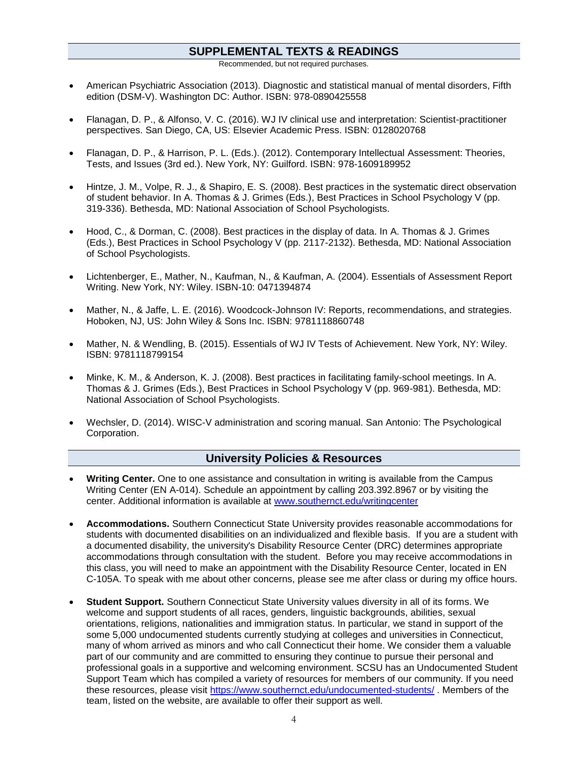## SUPPLEMENTAL TEXTS & READINGS

Recommended, but not required purchases.

- American Psychiatric Association (2013). Diagnostic and statistical manual of mental disorders, Fifth edition (DSM-V). Washington DC: Author. ISBN: 978-0890425558
- Flanagan, D. P., & Alfonso, V. C. (2016). WJ IV clinical use and interpretation: Scientist-practitioner perspectives. San Diego, CA, US: Elsevier Academic Press. ISBN: 0128020768
- Flanagan, D. P., & Harrison, P. L. (Eds.). (2012). Contemporary Intellectual Assessment: Theories, Tests, and Issues (3rd ed.). New York, NY: Guilford. ISBN: 978-1609189952
- Hintze, J. M., Volpe, R. J., & Shapiro, E. S. (2008). Best practices in the systematic direct observation of student behavior. In A. Thomas & J. Grimes (Eds.), Best Practices in School Psychology V (pp. 319-336). Bethesda, MD: National Association of School Psychologists.
- Hood, C., & Dorman, C. (2008). Best practices in the display of data. In A. Thomas & J. Grimes (Eds.), Best Practices in School Psychology V (pp. 2117-2132). Bethesda, MD: National Association of School Psychologists.
- Lichtenberger, E., Mather, N., Kaufman, N., & Kaufman, A. (2004). Essentials of Assessment Report Writing. New York, NY: Wiley. ISBN-10: 0471394874
- Mather, N., & Jaffe, L. E. (2016). Woodcock-Johnson IV: Reports, recommendations, and strategies. Hoboken, NJ, US: John Wiley & Sons Inc. ISBN: 9781118860748
- Mather, N. & Wendling, B. (2015). Essentials of WJ IV Tests of Achievement. New York, NY: Wiley. ISBN: 9781118799154
- Minke, K. M., & Anderson, K. J. (2008). Best practices in facilitating family-school meetings. In A. Thomas & J. Grimes (Eds.), Best Practices in School Psychology V (pp. 969-981). Bethesda, MD: National Association of School Psychologists.
- Wechsler, D. (2014). WISC-V administration and scoring manual. San Antonio: The Psychological Corporation.

## University Policies & Resources

- **Writing Center.** One to one assistance and consultation in writing is available from the Campus Writing Center (EN A-014). Schedule an appointment by calling 203.392.8967 or by visiting the center. Additional information is available at www.southernct.edu/writingcenter
- **Accommodations.** Southern Connecticut State University provides reasonable accommodations for students with documented disabilities on an individualized and flexible basis. If you are a student with a documented disability, the university's Disability Resource Center (DRC) determines appropriate accommodations through consultation with the student. Before you may receive accommodations in this class, you will need to make an appointment with the Disability Resource Center, located in EN C-105A. To speak with me about other concerns, please see me after class or during my office hours.
- **Student Support.** Southern Connecticut State University values diversity in all of its forms. We welcome and support students of all races, genders, linguistic backgrounds, abilities, sexual orientations, religions, nationalities and immigration status. In particular, we stand in support of the some 5,000 undocumented students currently studying at colleges and universities in Connecticut, many of whom arrived as minors and who call Connecticut their home. We consider them a valuable part of our community and are committed to ensuring they continue to pursue their personal and professional goals in a supportive and welcoming environment. SCSU has an Undocumented Student Support Team which has compiled a variety of resources for members of our community. If you need these resources, please visit https://www.southernct.edu/undocumented-students/ . Members of the team, listed on the website, are available to offer their support as well.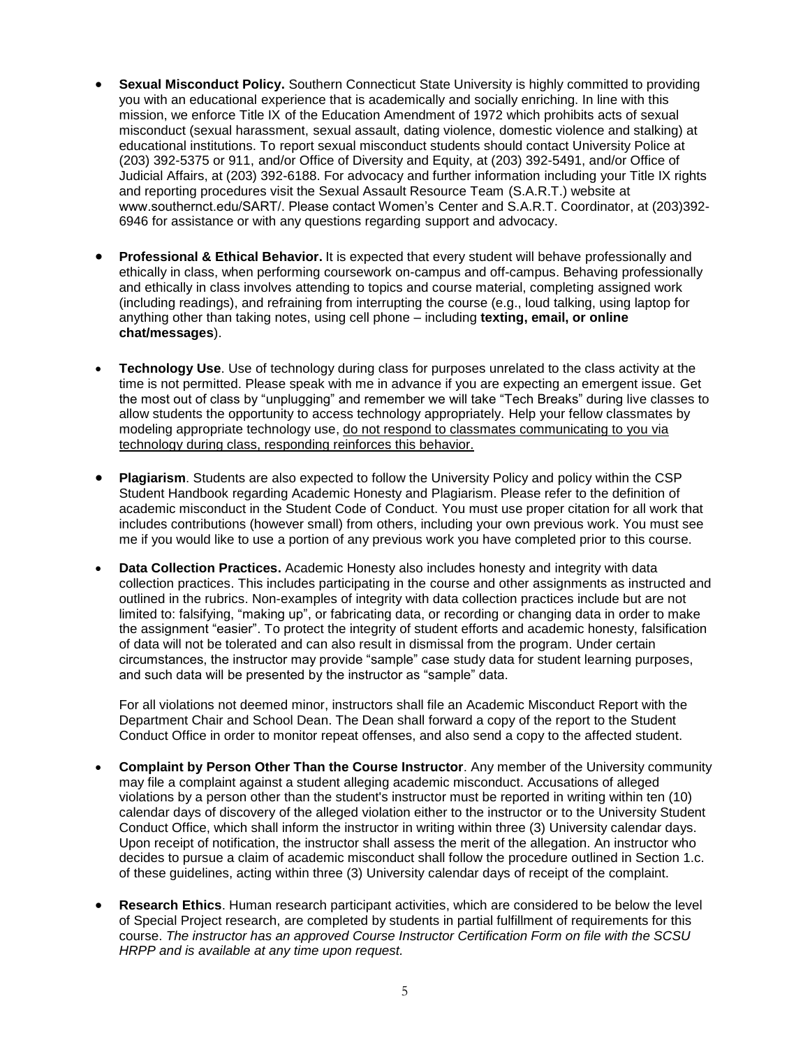- **Sexual Misconduct Policy.** Southern Connecticut State University is highly committed to providing you with an educational experience that is academically and socially enriching. In line with this mission, we enforce Title IX of the Education Amendment of 1972 which prohibits acts of sexual misconduct (sexual harassment, sexual assault, dating violence, domestic violence and stalking) at educational institutions. To report sexual misconduct students should contact University Police at (203) 392-5375 or 911, and/or Office of Diversity and Equity, at (203) 392-5491, and/or Office of Judicial Affairs, at (203) 392-6188. For advocacy and further information including your Title IX rights and reporting procedures visit the Sexual Assault Resource Team (S.A.R.T.) website at www.southernct.edu/SART/. Please contact Women's Center and S.A.R.T. Coordinator, at (203)392-6946 for assistance or with any questions regarding support and advocacy.

- **Professional & Ethical Behavior.** It is expected that every student will behave professionally and ethically in class, when performing coursework on-campus and off-campus. Behaving professionally and ethically in class involves attending to topics and course material, completing assigned work (including readings), and refraining from interrupting the course (e.g., loud talking, using laptop for anything other than taking notes, using cell phone – including **texting, email, or online chat/messages**).

- **Technology Use**. Use of technology during class for purposes unrelated to the class activity at the time is not permitted. Please speak with me in advance if you are expecting an emergent issue. Get the most out of class by "unplugging" and remember we will take "Tech Breaks" during live classes to allow students the opportunity to access technology appropriately. Help your fellow classmates by modeling appropriate technology use, <u>do not respond to classmates communicating to you via technology during class, responding reinforces this behavior.</u>

- **Plagiarism**. Students are also expected to follow the University Policy and policy within the CSP Student Handbook regarding Academic Honesty and Plagiarism. Please refer to the definition of academic misconduct in the Student Code of Conduct. You must use proper citation for all work that includes contributions (however small) from others, including your own previous work. You must see me if you would like to use a portion of any previous work you have completed prior to this course.

- **Data Collection Practices.** Academic Honesty also includes honesty and integrity with data collection practices. This includes participating in the course and other assignments as instructed and outlined in the rubrics. Non-examples of integrity with data collection practices include but are not limited to: falsifying, "making up", or fabricating data, or recording or changing data in order to make the assignment "easier". To protect the integrity of student efforts and academic honesty, falsification of data will not be tolerated and can also result in dismissal from the program. Under certain circumstances, the instructor may provide "sample" case study data for student learning purposes, and such data will be presented by the instructor as "sample" data.

  For all violations not deemed minor, instructors shall file an Academic Misconduct Report with the Department Chair and School Dean. The Dean shall forward a copy of the report to the Student Conduct Office in order to monitor repeat offenses, and also send a copy to the affected student.

- **Complaint by Person Other Than the Course Instructor**. Any member of the University community may file a complaint against a student alleging academic misconduct. Accusations of alleged violations by a person other than the student's instructor must be reported in writing within ten (10) calendar days of discovery of the alleged violation either to the instructor or to the University Student Conduct Office, which shall inform the instructor in writing within three (3) University calendar days. Upon receipt of notification, the instructor shall assess the merit of the allegation. An instructor who decides to pursue a claim of academic misconduct shall follow the procedure outlined in Section 1.c. of these guidelines, acting within three (3) University calendar days of receipt of the complaint.

- **Research Ethics**. Human research participant activities, which are considered to be below the level of Special Project research, are completed by students in partial fulfillment of requirements for this course. *The instructor has an approved Course Instructor Certification Form on file with the SCSU HRPP and is available at any time upon request.*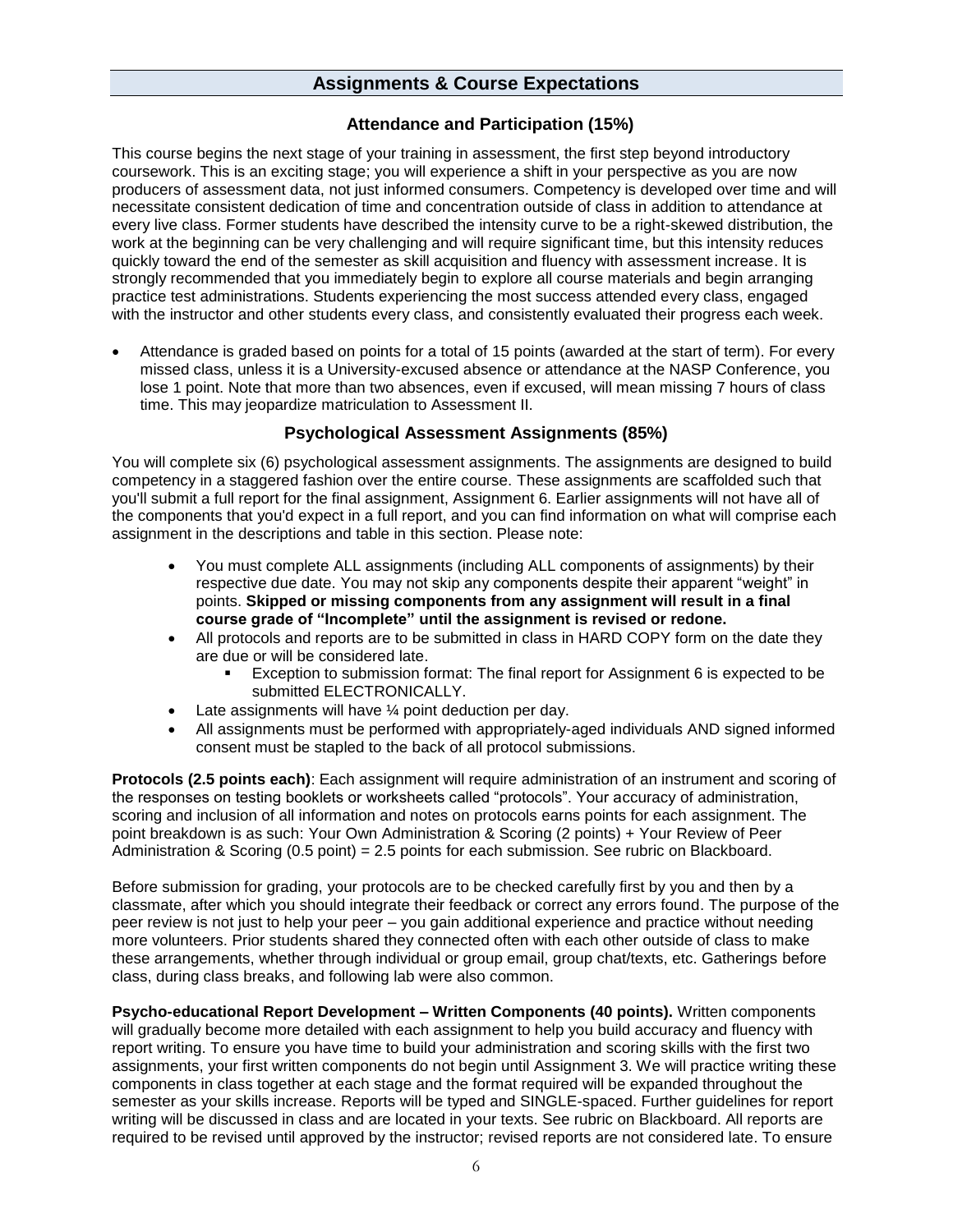## Assignments & Course Expectations

### Attendance and Participation (15%)

This course begins the next stage of your training in assessment, the first step beyond introductory coursework. This is an exciting stage; you will experience a shift in your perspective as you are now producers of assessment data, not just informed consumers. Competency is developed over time and will necessitate consistent dedication of time and concentration outside of class in addition to attendance at every live class. Former students have described the intensity curve to be a right-skewed distribution, the work at the beginning can be very challenging and will require significant time, but this intensity reduces quickly toward the end of the semester as skill acquisition and fluency with assessment increase. It is strongly recommended that you immediately begin to explore all course materials and begin arranging practice test administrations. Students experiencing the most success attended every class, engaged with the instructor and other students every class, and consistently evaluated their progress each week.

- Attendance is graded based on points for a total of 15 points (awarded at the start of term). For every missed class, unless it is a University-excused absence or attendance at the NASP Conference, you lose 1 point. Note that more than two absences, even if excused, will mean missing 7 hours of class time. This may jeopardize matriculation to Assessment II.

### Psychological Assessment Assignments (85%)

You will complete six (6) psychological assessment assignments. The assignments are designed to build competency in a staggered fashion over the entire course. These assignments are scaffolded such that you'll submit a full report for the final assignment, Assignment 6. Earlier assignments will not have all of the components that you'd expect in a full report, and you can find information on what will comprise each assignment in the descriptions and table in this section. Please note:

- You must complete ALL assignments (including ALL components of assignments) by their respective due date. You may not skip any components despite their apparent "weight" in points. **Skipped or missing components from any assignment will result in a final course grade of "Incomplete" until the assignment is revised or redone.**
- All protocols and reports are to be submitted in class in HARD COPY form on the date they are due or will be considered late.
  - Exception to submission format: The final report for Assignment 6 is expected to be submitted ELECTRONICALLY.
- Late assignments will have ¼ point deduction per day.
- All assignments must be performed with appropriately-aged individuals AND signed informed consent must be stapled to the back of all protocol submissions.

**Protocols (2.5 points each)**: Each assignment will require administration of an instrument and scoring of the responses on testing booklets or worksheets called "protocols". Your accuracy of administration, scoring and inclusion of all information and notes on protocols earns points for each assignment. The point breakdown is as such: Your Own Administration & Scoring (2 points) + Your Review of Peer Administration & Scoring (0.5 point) = 2.5 points for each submission. See rubric on Blackboard.

Before submission for grading, your protocols are to be checked carefully first by you and then by a classmate, after which you should integrate their feedback or correct any errors found. The purpose of the peer review is not just to help your peer – you gain additional experience and practice without needing more volunteers. Prior students shared they connected often with each other outside of class to make these arrangements, whether through individual or group email, group chat/texts, etc. Gatherings before class, during class breaks, and following lab were also common.

**Psycho-educational Report Development – Written Components (40 points).** Written components will gradually become more detailed with each assignment to help you build accuracy and fluency with report writing. To ensure you have time to build your administration and scoring skills with the first two assignments, your first written components do not begin until Assignment 3. We will practice writing these components in class together at each stage and the format required will be expanded throughout the semester as your skills increase. Reports will be typed and SINGLE-spaced. Further guidelines for report writing will be discussed in class and are located in your texts. See rubric on Blackboard. All reports are required to be revised until approved by the instructor; revised reports are not considered late. To ensure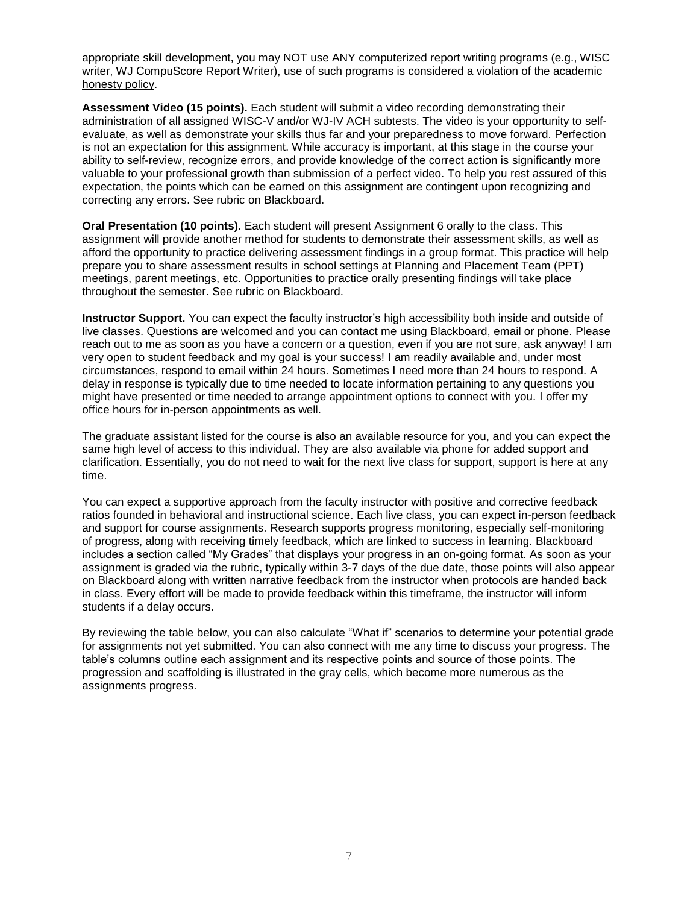appropriate skill development, you may NOT use ANY computerized report writing programs (e.g., WISC writer, WJ CompuScore Report Writer), <u>use of such programs is considered a violation of the academic honesty policy</u>.

**Assessment Video (15 points).** Each student will submit a video recording demonstrating their administration of all assigned WISC-V and/or WJ-IV ACH subtests. The video is your opportunity to self-evaluate, as well as demonstrate your skills thus far and your preparedness to move forward. Perfection is not an expectation for this assignment. While accuracy is important, at this stage in the course your ability to self-review, recognize errors, and provide knowledge of the correct action is significantly more valuable to your professional growth than submission of a perfect video. To help you rest assured of this expectation, the points which can be earned on this assignment are contingent upon recognizing and correcting any errors. See rubric on Blackboard.

**Oral Presentation (10 points).** Each student will present Assignment 6 orally to the class. This assignment will provide another method for students to demonstrate their assessment skills, as well as afford the opportunity to practice delivering assessment findings in a group format. This practice will help prepare you to share assessment results in school settings at Planning and Placement Team (PPT) meetings, parent meetings, etc. Opportunities to practice orally presenting findings will take place throughout the semester. See rubric on Blackboard.

**Instructor Support.** You can expect the faculty instructor's high accessibility both inside and outside of live classes. Questions are welcomed and you can contact me using Blackboard, email or phone. Please reach out to me as soon as you have a concern or a question, even if you are not sure, ask anyway! I am very open to student feedback and my goal is your success! I am readily available and, under most circumstances, respond to email within 24 hours. Sometimes I need more than 24 hours to respond. A delay in response is typically due to time needed to locate information pertaining to any questions you might have presented or time needed to arrange appointment options to connect with you. I offer my office hours for in-person appointments as well.

The graduate assistant listed for the course is also an available resource for you, and you can expect the same high level of access to this individual. They are also available via phone for added support and clarification. Essentially, you do not need to wait for the next live class for support, support is here at any time.

You can expect a supportive approach from the faculty instructor with positive and corrective feedback ratios founded in behavioral and instructional science. Each live class, you can expect in-person feedback and support for course assignments. Research supports progress monitoring, especially self-monitoring of progress, along with receiving timely feedback, which are linked to success in learning. Blackboard includes a section called "My Grades" that displays your progress in an on-going format. As soon as your assignment is graded via the rubric, typically within 3-7 days of the due date, those points will also appear on Blackboard along with written narrative feedback from the instructor when protocols are handed back in class. Every effort will be made to provide feedback within this timeframe, the instructor will inform students if a delay occurs.

By reviewing the table below, you can also calculate "What if" scenarios to determine your potential grade for assignments not yet submitted. You can also connect with me any time to discuss your progress. The table's columns outline each assignment and its respective points and source of those points. The progression and scaffolding is illustrated in the gray cells, which become more numerous as the assignments progress.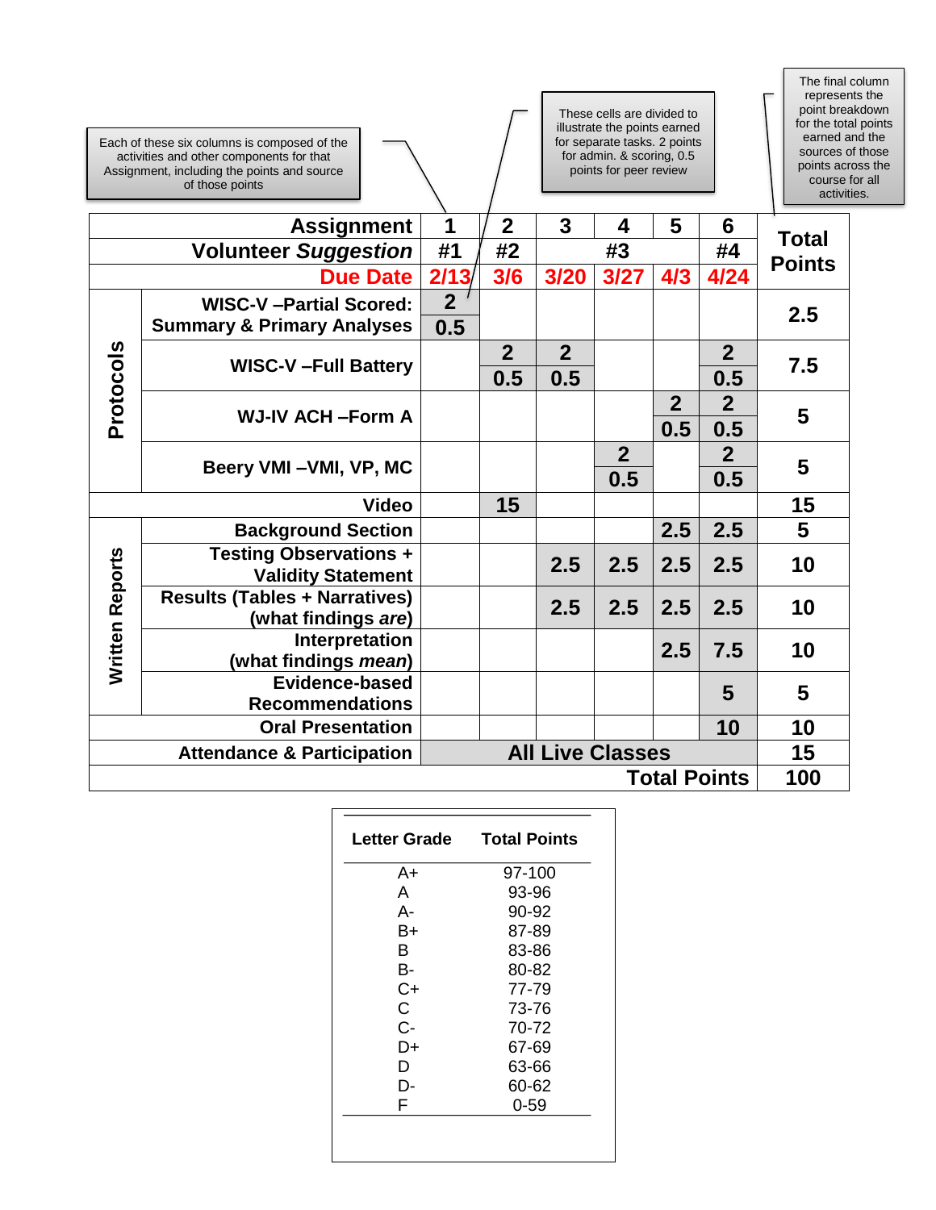Each of these six columns is composed of the activities and other components for that Assignment, including the points and source of those points

These cells are divided to illustrate the points earned for separate tasks. 2 points for admin. & scoring, 0.5 points for peer review

The final column represents the point breakdown for the total points earned and the sources of those points across the course for all activities.

| | Assignment | 1 | 2 | 3 | 4 | 5 | 6 | Total Points |
|---|---|---|---|---|---|---|---|---|
| | Volunteer *Suggestion* | #1 | #2 | #3 | | | #4 | |
| | Due Date | 2/13 | 3/6 | 3/20 | 3/27 | 4/3 | 4/24 | |
| Protocols | WISC-V –Partial Scored: Summary & Primary Analyses | 2 / 0.5 | | | | | | 2.5 |
| Protocols | WISC-V –Full Battery | | 2 / 0.5 | 2 / 0.5 | | | 2 / 0.5 | 7.5 |
| Protocols | WJ-IV ACH –Form A | | | | | 2 / 0.5 | 2 / 0.5 | 5 |
| Protocols | Beery VMI –VMI, VP, MC | | | | 2 / 0.5 | | 2 / 0.5 | 5 |
| | Video | | 15 | | | | | 15 |
| Written Reports | Background Section | | | | | 2.5 | 2.5 | 5 |
| Written Reports | Testing Observations + Validity Statement | | | 2.5 | 2.5 | 2.5 | 2.5 | 10 |
| Written Reports | Results (Tables + Narratives) (what findings *are*) | | | 2.5 | 2.5 | 2.5 | 2.5 | 10 |
| Written Reports | Interpretation (what findings *mean*) | | | | | 2.5 | 7.5 | 10 |
| Written Reports | Evidence-based Recommendations | | | | | | 5 | 5 |
| | Oral Presentation | | | | | | 10 | 10 |
| | Attendance & Participation | All Live Classes | | | | | | 15 |
| | | | | | | | Total Points | 100 |

| Letter Grade | Total Points |
|---|---|
| A+ | 97-100 |
| A | 93-96 |
| A- | 90-92 |
| B+ | 87-89 |
| B | 83-86 |
| B- | 80-82 |
| C+ | 77-79 |
| C | 73-76 |
| C- | 70-72 |
| D+ | 67-69 |
| D | 63-66 |
| D- | 60-62 |
| F | 0-59 |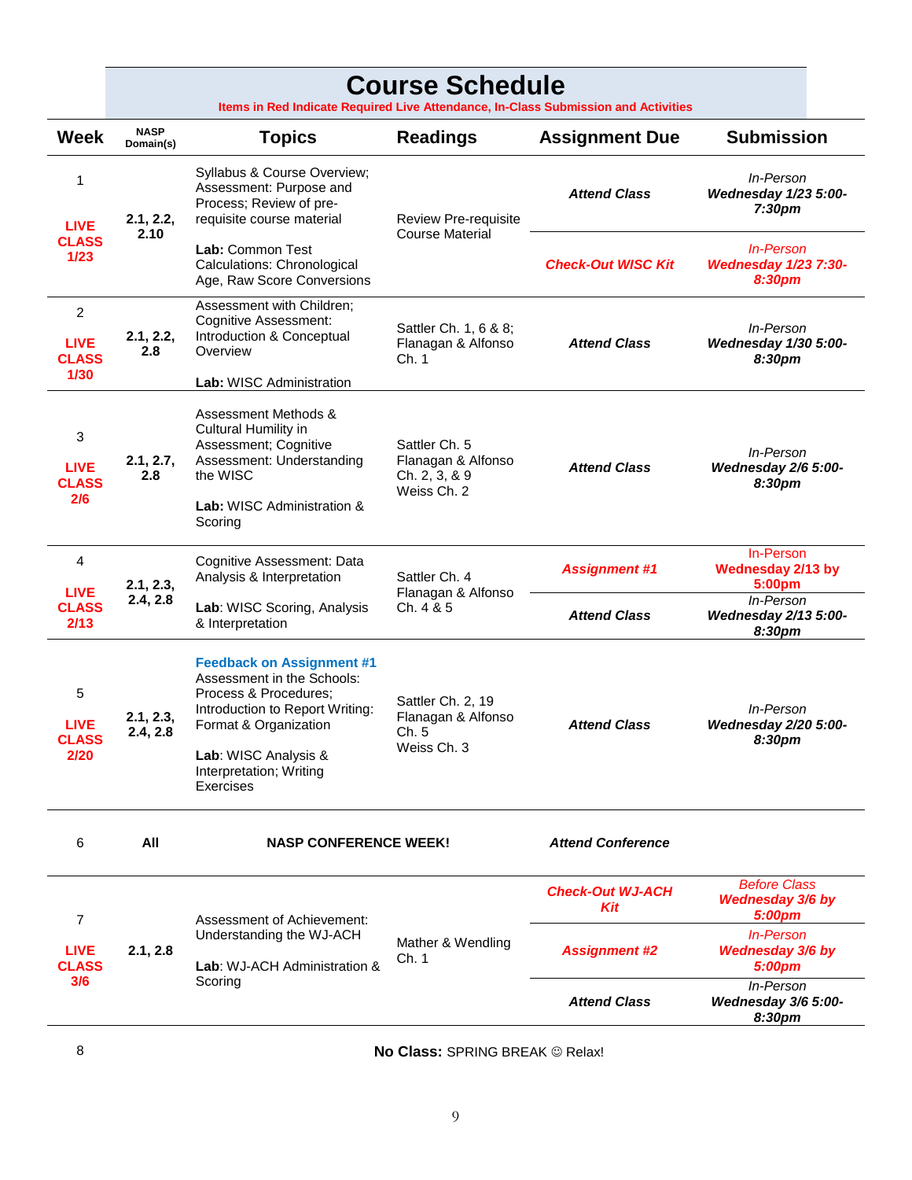# Course Schedule

**Items in Red Indicate Required Live Attendance, In-Class Submission and Activities**

| Week | NASP Domain(s) | Topics | Readings | Assignment Due | Submission |
|---|---|---|---|---|---|
| 1 **LIVE CLASS 1/23** | **2.1, 2.2, 2.10** | Syllabus & Course Overview; Assessment: Purpose and Process; Review of pre-requisite course material **Lab:** Common Test Calculations: Chronological Age, Raw Score Conversions | Review Pre-requisite Course Material | ***Attend Class*** | *In-Person* ***Wednesday 1/23 5:00-7:30pm*** |
| | | | | ***Check-Out WISC Kit*** | *In-Person* ***Wednesday 1/23 7:30-8:30pm*** |
| 2 **LIVE CLASS 1/30** | **2.1, 2.2, 2.8** | Assessment with Children; Cognitive Assessment: Introduction & Conceptual Overview **Lab:** WISC Administration | Sattler Ch. 1, 6 & 8; Flanagan & Alfonso Ch. 1 | ***Attend Class*** | *In-Person* ***Wednesday 1/30 5:00-8:30pm*** |
| 3 **LIVE CLASS 2/6** | **2.1, 2.7, 2.8** | Assessment Methods & Cultural Humility in Assessment; Cognitive Assessment: Understanding the WISC **Lab:** WISC Administration & Scoring | Sattler Ch. 5 Flanagan & Alfonso Ch. 2, 3, & 9 Weiss Ch. 2 | ***Attend Class*** | *In-Person* ***Wednesday 2/6 5:00-8:30pm*** |
| 4 **LIVE CLASS 2/13** | **2.1, 2.3, 2.4, 2.8** | Cognitive Assessment: Data Analysis & Interpretation **Lab**: WISC Scoring, Analysis & Interpretation | Sattler Ch. 4 Flanagan & Alfonso Ch. 4 & 5 | ***Assignment #1*** | In-Person **Wednesday 2/13 by 5:00pm** |
| | | | | ***Attend Class*** | *In-Person* ***Wednesday 2/13 5:00-8:30pm*** |
| 5 **LIVE CLASS 2/20** | **2.1, 2.3, 2.4, 2.8** | **Feedback on Assignment #1** Assessment in the Schools: Process & Procedures; Introduction to Report Writing: Format & Organization **Lab**: WISC Analysis & Interpretation; Writing Exercises | Sattler Ch. 2, 19 Flanagan & Alfonso Ch. 5 Weiss Ch. 3 | ***Attend Class*** | *In-Person* ***Wednesday 2/20 5:00-8:30pm*** |
| 6 | **All** | **NASP CONFERENCE WEEK!** | | ***Attend Conference*** | |
| 7 **LIVE CLASS 3/6** | **2.1, 2.8** | Assessment of Achievement: Understanding the WJ-ACH **Lab**: WJ-ACH Administration & Scoring | Mather & Wendling Ch. 1 | ***Check-Out WJ-ACH Kit*** | *Before Class* ***Wednesday 3/6 by 5:00pm*** |
| | | | | ***Assignment #2*** | *In-Person* ***Wednesday 3/6 by 5:00pm*** |
| | | | | ***Attend Class*** | *In-Person* ***Wednesday 3/6 5:00-8:30pm*** |
| 8 | | **No Class:** SPRING BREAK ☺ Relax! | | | |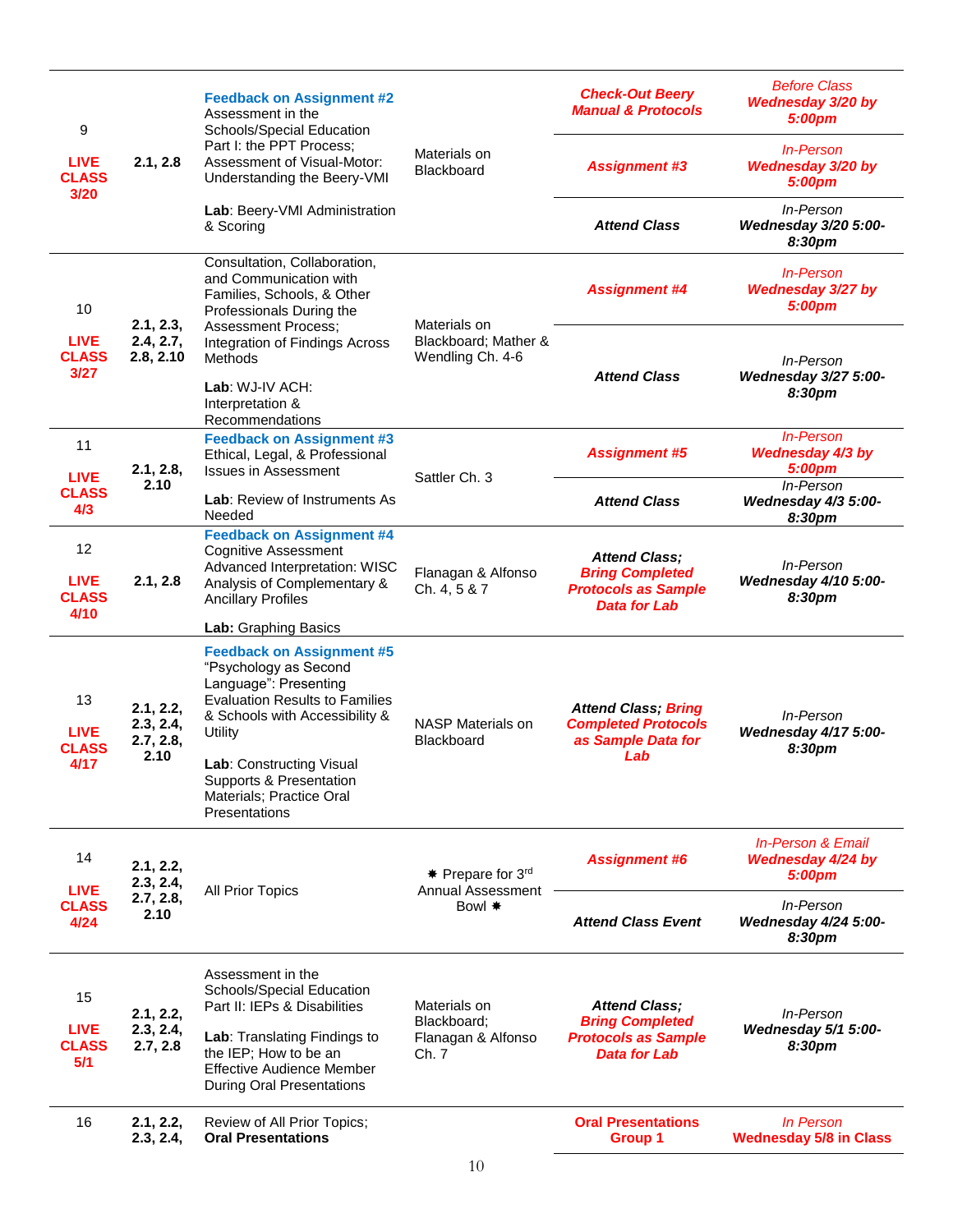| | | | | | |
|---|---|---|---|---|---|
| 9<br><br>**LIVE CLASS 3/20** | **2.1, 2.8** | **Feedback on Assignment #2**<br>Assessment in the Schools/Special Education Part I: the PPT Process; Assessment of Visual-Motor: Understanding the Beery-VMI<br><br>**Lab**: Beery-VMI Administration & Scoring | Materials on Blackboard | ***Check-Out Beery Manual & Protocols*** | *Before Class* ***Wednesday 3/20 by 5:00pm*** |
| | | | | ***Assignment #3*** | *In-Person* ***Wednesday 3/20 by 5:00pm*** |
| | | | | ***Attend Class*** | *In-Person* ***Wednesday 3/20 5:00-8:30pm*** |
| 10<br><br>**LIVE CLASS 3/27** | **2.1, 2.3, 2.4, 2.7, 2.8, 2.10** | Consultation, Collaboration, and Communication with Families, Schools, & Other Professionals During the Assessment Process; Integration of Findings Across Methods<br><br>**Lab**: WJ-IV ACH: Interpretation & Recommendations | Materials on Blackboard; Mather & Wendling Ch. 4-6 | ***Assignment #4*** | *In-Person* ***Wednesday 3/27 by 5:00pm*** |
| | | | | ***Attend Class*** | *In-Person* ***Wednesday 3/27 5:00-8:30pm*** |
| 11<br><br>**LIVE CLASS 4/3** | **2.1, 2.8, 2.10** | **Feedback on Assignment #3**<br>Ethical, Legal, & Professional Issues in Assessment<br><br>**Lab**: Review of Instruments As Needed | Sattler Ch. 3 | ***Assignment #5*** | *In-Person* ***Wednesday 4/3 by 5:00pm*** |
| | | | | ***Attend Class*** | *In-Person* ***Wednesday 4/3 5:00-8:30pm*** |
| 12<br><br>**LIVE CLASS 4/10** | **2.1, 2.8** | **Feedback on Assignment #4**<br>Cognitive Assessment Advanced Interpretation: WISC Analysis of Complementary & Ancillary Profiles<br><br>**Lab:** Graphing Basics | Flanagan & Alfonso Ch. 4, 5 & 7 | ***Attend Class; Bring Completed Protocols as Sample Data for Lab*** | *In-Person* ***Wednesday 4/10 5:00-8:30pm*** |
| 13<br><br>**LIVE CLASS 4/17** | **2.1, 2.2, 2.3, 2.4, 2.7, 2.8, 2.10** | **Feedback on Assignment #5**<br>"Psychology as Second Language": Presenting Evaluation Results to Families & Schools with Accessibility & Utility<br><br>**Lab**: Constructing Visual Supports & Presentation Materials; Practice Oral Presentations | NASP Materials on Blackboard | ***Attend Class; Bring Completed Protocols as Sample Data for Lab*** | *In-Person* ***Wednesday 4/17 5:00-8:30pm*** |
| 14<br><br>**LIVE CLASS 4/24** | **2.1, 2.2, 2.3, 2.4, 2.7, 2.8, 2.10** | All Prior Topics | ✸ Prepare for 3rd Annual Assessment Bowl ✸ | ***Assignment #6*** | *In-Person & Email* ***Wednesday 4/24 by 5:00pm*** |
| | | | | ***Attend Class Event*** | *In-Person* ***Wednesday 4/24 5:00-8:30pm*** |
| 15<br><br>**LIVE CLASS 5/1** | **2.1, 2.2, 2.3, 2.4, 2.7, 2.8** | Assessment in the Schools/Special Education Part II: IEPs & Disabilities<br><br>**Lab**: Translating Findings to the IEP; How to be an Effective Audience Member During Oral Presentations | Materials on Blackboard; Flanagan & Alfonso Ch. 7 | ***Attend Class; Bring Completed Protocols as Sample Data for Lab*** | *In-Person* ***Wednesday 5/1 5:00-8:30pm*** |
| 16 | **2.1, 2.2, 2.3, 2.4,** | Review of All Prior Topics; **Oral Presentations** | | **Oral Presentations Group 1** | *In Person* **Wednesday 5/8 in Class** |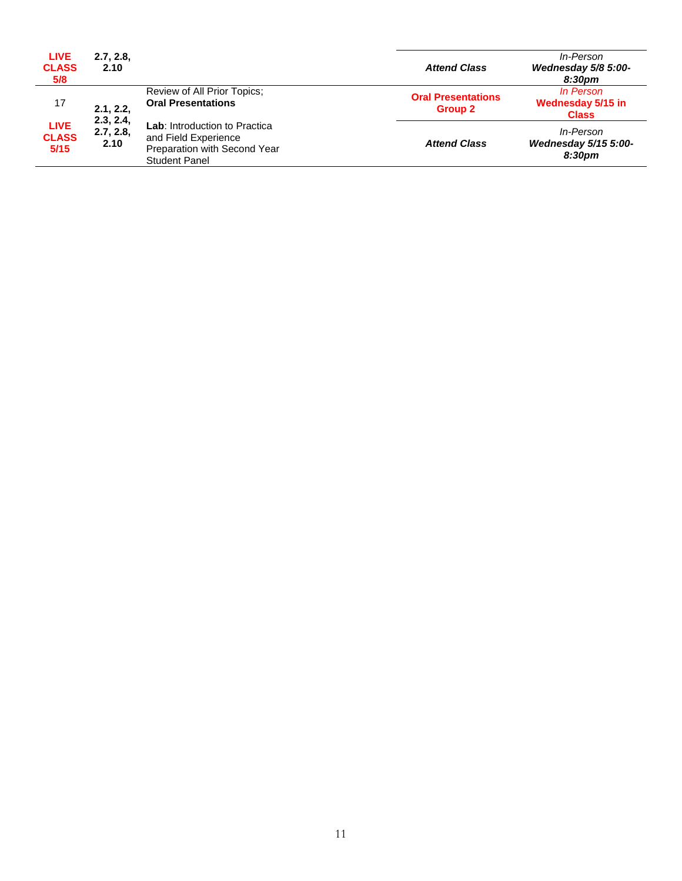| | | | | |
|---|---|---|---|---|
| **LIVE CLASS 5/8** | **2.7, 2.8, 2.10** | | ***Attend Class*** | *In-Person* ***Wednesday 5/8 5:00-8:30pm*** |
| 17 | **2.1, 2.2, 2.3, 2.4, 2.7, 2.8, 2.10** | Review of All Prior Topics; **Oral Presentations** | **Oral Presentations Group 2** | *In Person* **Wednesday 5/15 in Class** |
| **LIVE CLASS 5/15** | | **Lab**: Introduction to Practica and Field Experience Preparation with Second Year Student Panel | ***Attend Class*** | *In-Person* ***Wednesday 5/15 5:00-8:30pm*** |